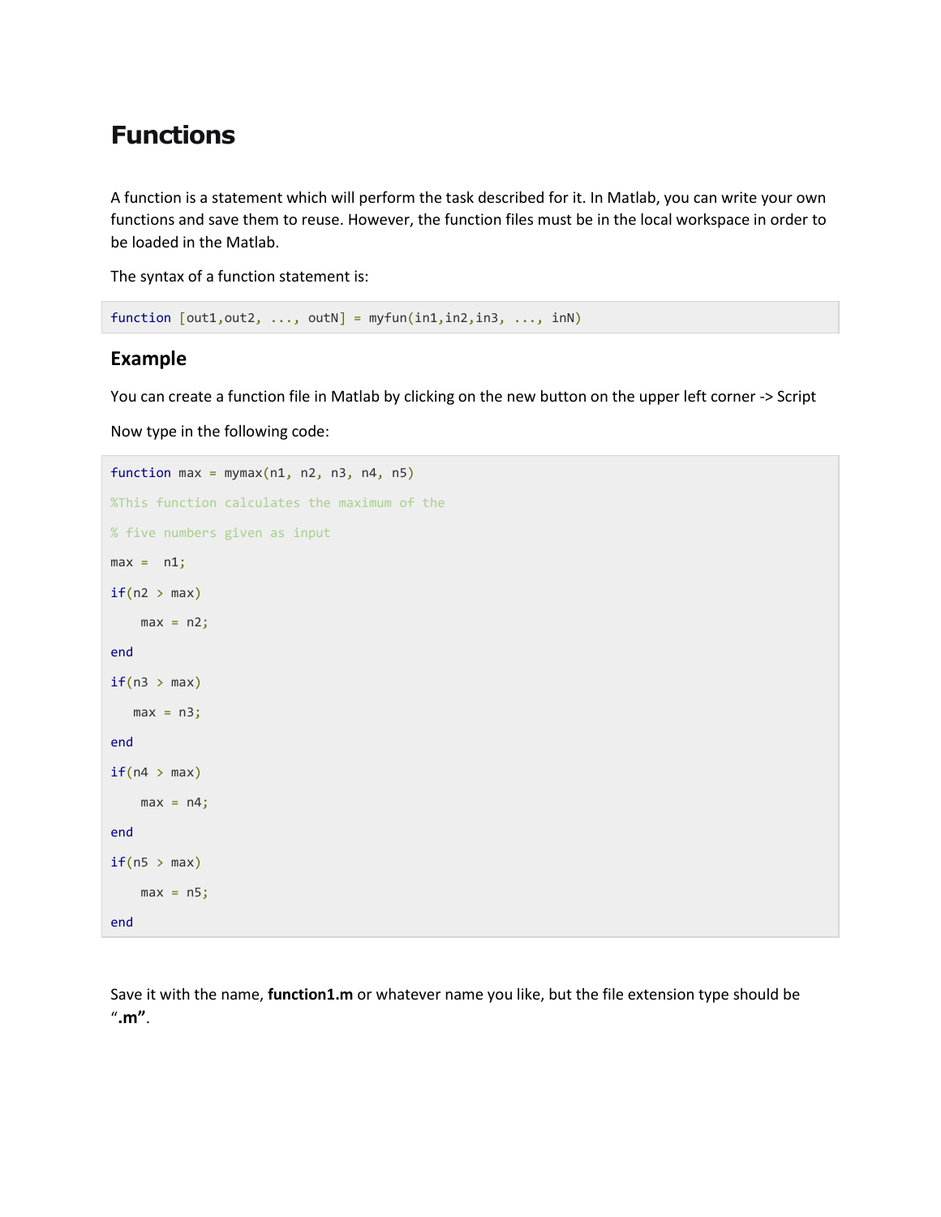# Functions

A function is a statement which will perform the task described for it. In Matlab, you can write your own functions and save them to reuse. However, the function files must be in the local workspace in order to be loaded in the Matlab.

The syntax of a function statement is:

```
function [out1,out2, ..., outN] = myfun(in1,in2,in3, ..., inN)
```

## Example

You can create a function file in Matlab by clicking on the new button on the upper left corner -> Script

Now type in the following code:

```
function max = mymax(n1, n2, n3, n4, n5)
%This function calculates the maximum of the
% five numbers given as input
max =  n1;
if(n2 > max)
    max = n2;
end
if(n3 > max)
   max = n3;
end
if(n4 > max)
    max = n4;
end
if(n5 > max)
    max = n5;
end
```

Save it with the name, **function1.m** or whatever name you like, but the file extension type should be "**.m**".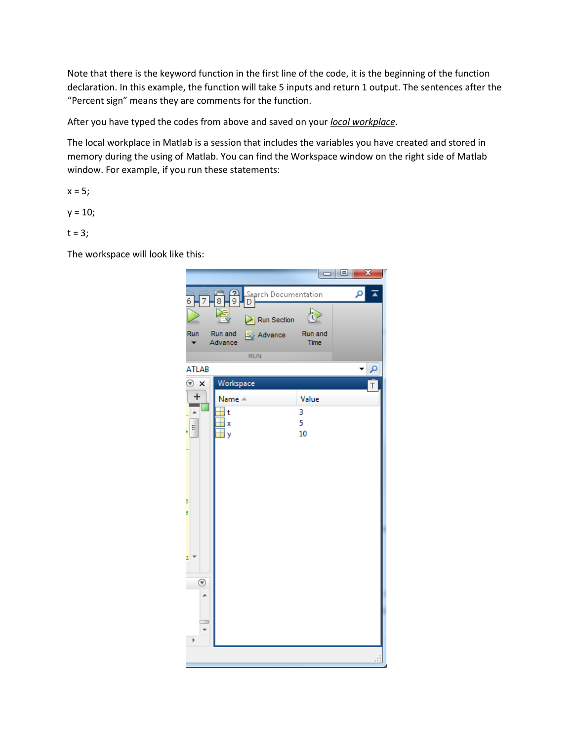Note that there is the keyword function in the first line of the code, it is the beginning of the function declaration. In this example, the function will take 5 inputs and return 1 output. The sentences after the "Percent sign" means they are comments for the function.

After you have typed the codes from above and saved on your *local workplace*.

The local workplace in Matlab is a session that includes the variables you have created and stored in memory during the using of Matlab. You can find the Workspace window on the right side of Matlab window. For example, if you run these statements:

x = 5;

y = 10;

t = 3;

The workspace will look like this: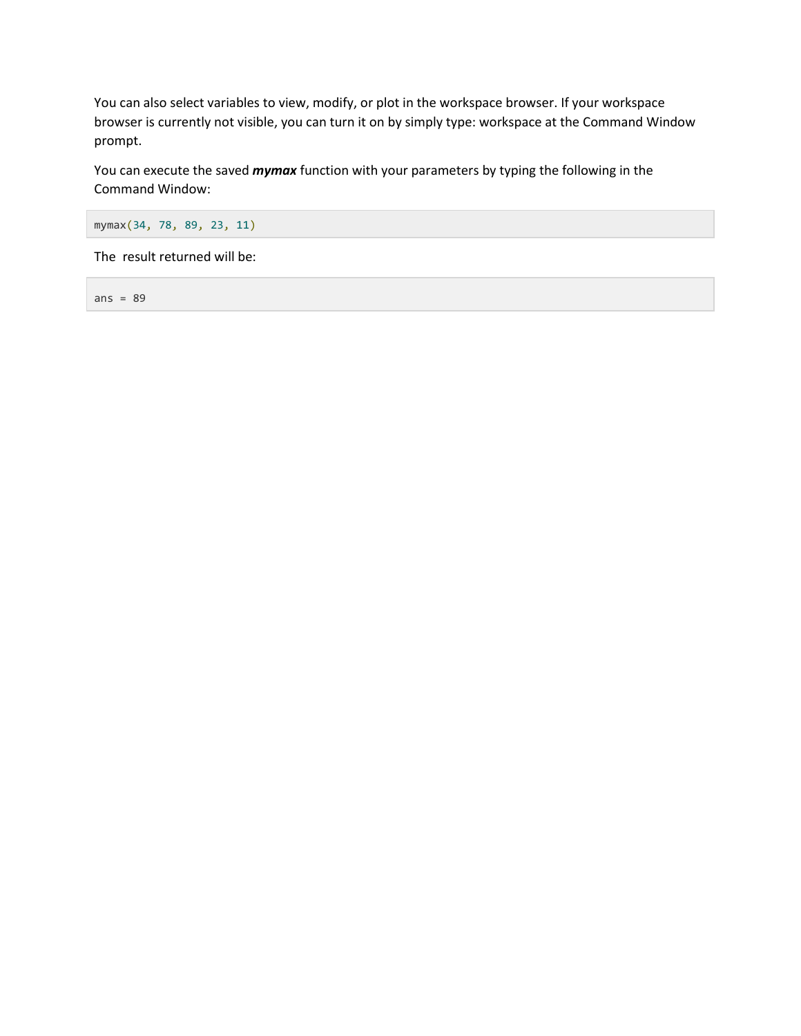You can also select variables to view, modify, or plot in the workspace browser. If your workspace browser is currently not visible, you can turn it on by simply type: workspace at the Command Window prompt.

You can execute the saved ***mymax*** function with your parameters by typing the following in the Command Window:

```
mymax(34, 78, 89, 23, 11)
```

The  result returned will be:

```
ans = 89
```